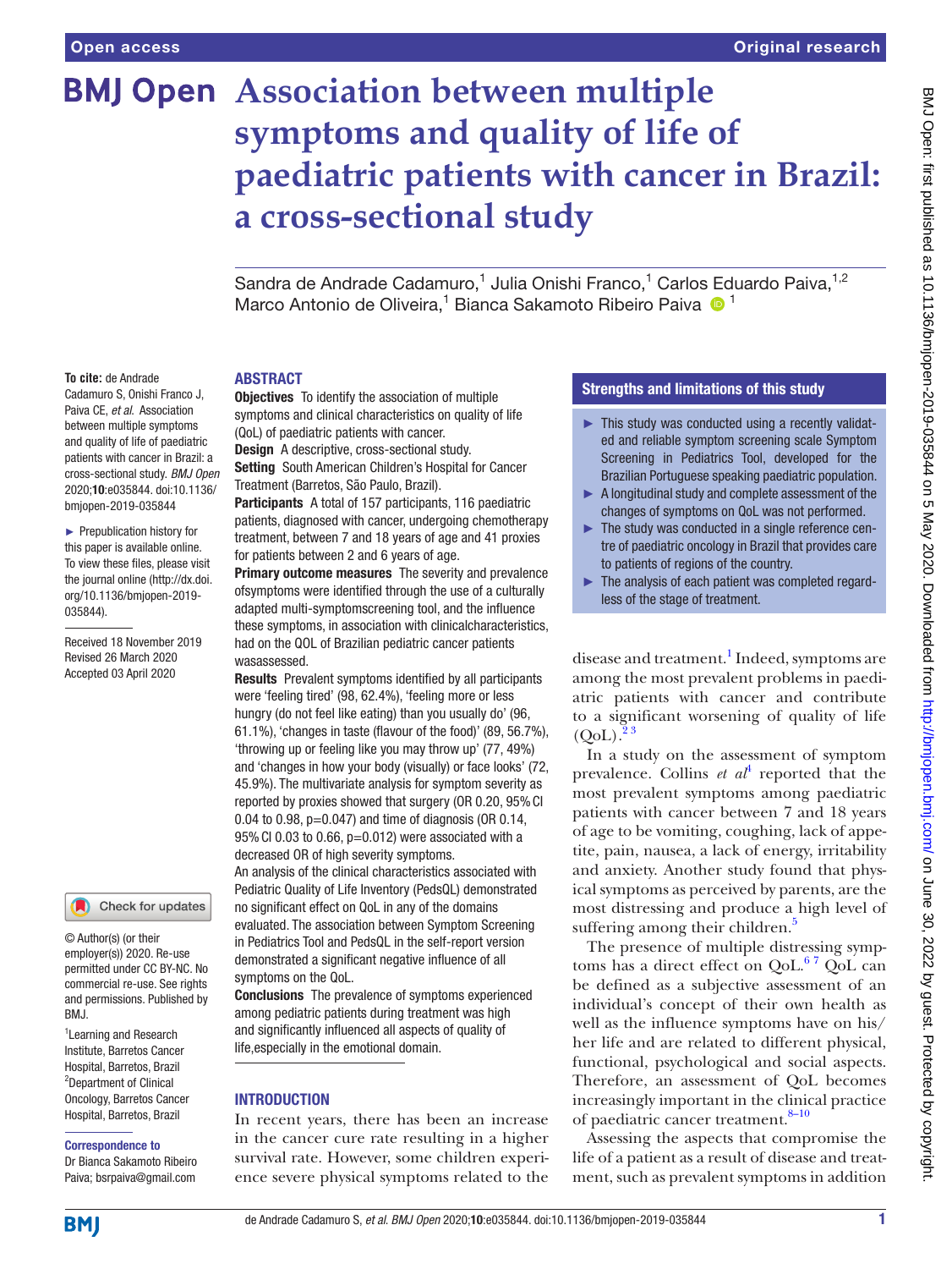# Association between multiple symptoms and quality of life of paediatric patients with cancer in Brazil: a cross-sectional study

Sandra de Andrade Cadamuro,[1] Julia Onishi Franco,[1] Carlos Eduardo Paiva,[1,2] Marco Antonio de Oliveira,[1] Bianca Sakamoto Ribeiro Paiva [1]

**To cite:** de Andrade Cadamuro S, Onishi Franco J, Paiva CE, *et al*. Association between multiple symptoms and quality of life of paediatric patients with cancer in Brazil: a cross-sectional study. *BMJ Open* 2020;**10**:e035844. doi:10.1136/bmjopen-2019-035844

► Prepublication history for this paper is available online. To view these files, please visit the journal online (http://dx.doi.org/10.1136/bmjopen-2019-035844).

Received 18 November 2019
Revised 26 March 2020
Accepted 03 April 2020

© Author(s) (or their employer(s)) 2020. Re-use permitted under CC BY-NC. No commercial re-use. See rights and permissions. Published by BMJ.

[1]Learning and Research Institute, Barretos Cancer Hospital, Barretos, Brazil
[2]Department of Clinical Oncology, Barretos Cancer Hospital, Barretos, Brazil

**Correspondence to**
Dr Bianca Sakamoto Ribeiro Paiva; bsrpaiva@gmail.com

## ABSTRACT

**Objectives** To identify the association of multiple symptoms and clinical characteristics on quality of life (QoL) of paediatric patients with cancer.

**Design** A descriptive, cross-sectional study.

**Setting** South American Children's Hospital for Cancer Treatment (Barretos, São Paulo, Brazil).

**Participants** A total of 157 participants, 116 paediatric patients, diagnosed with cancer, undergoing chemotherapy treatment, between 7 and 18 years of age and 41 proxies for patients between 2 and 6 years of age.

**Primary outcome measures** The severity and prevalence ofsymptoms were identified through the use of a culturally adapted multi-symptomscreening tool, and the influence these symptoms, in association with clinicalcharacteristics, had on the QOL of Brazilian pediatric cancer patients wasassessed.

**Results** Prevalent symptoms identified by all participants were 'feeling tired' (98, 62.4%), 'feeling more or less hungry (do not feel like eating) than you usually do' (96, 61.1%), 'changes in taste (flavour of the food)' (89, 56.7%), 'throwing up or feeling like you may throw up' (77, 49%) and 'changes in how your body (visually) or face looks' (72, 45.9%). The multivariate analysis for symptom severity as reported by proxies showed that surgery (OR 0.20, 95% CI 0.04 to 0.98, p=0.047) and time of diagnosis (OR 0.14, 95% CI 0.03 to 0.66, p=0.012) were associated with a decreased OR of high severity symptoms.

An analysis of the clinical characteristics associated with Pediatric Quality of Life Inventory (PedsQL) demonstrated no significant effect on QoL in any of the domains evaluated. The association between Symptom Screening in Pediatrics Tool and PedsQL in the self-report version demonstrated a significant negative influence of all symptoms on the QoL.

**Conclusions** The prevalence of symptoms experienced among pediatric patients during treatment was high and significantly influenced all aspects of quality of life,especially in the emotional domain.

### Strengths and limitations of this study

- ► This study was conducted using a recently validated and reliable symptom screening scale Symptom Screening in Pediatrics Tool, developed for the Brazilian Portuguese speaking paediatric population.
- ► A longitudinal study and complete assessment of the changes of symptoms on QoL was not performed.
- ► The study was conducted in a single reference centre of paediatric oncology in Brazil that provides care to patients of regions of the country.
- ► The analysis of each patient was completed regardless of the stage of treatment.

## INTRODUCTION

In recent years, there has been an increase in the cancer cure rate resulting in a higher survival rate. However, some children experience severe physical symptoms related to the disease and treatment.[1] Indeed, symptoms are among the most prevalent problems in paediatric patients with cancer and contribute to a significant worsening of quality of life (QoL).[2,3]

In a study on the assessment of symptom prevalence. Collins *et al*[4] reported that the most prevalent symptoms among paediatric patients with cancer between 7 and 18 years of age to be vomiting, coughing, lack of appetite, pain, nausea, a lack of energy, irritability and anxiety. Another study found that physical symptoms as perceived by parents, are the most distressing and produce a high level of suffering among their children.[5]

The presence of multiple distressing symptoms has a direct effect on QoL.[6,7] QoL can be defined as a subjective assessment of an individual's concept of their own health as well as the influence symptoms have on his/her life and are related to different physical, functional, psychological and social aspects. Therefore, an assessment of QoL becomes increasingly important in the clinical practice of paediatric cancer treatment.[8–10]

Assessing the aspects that compromise the life of a patient as a result of disease and treatment, such as prevalent symptoms in addition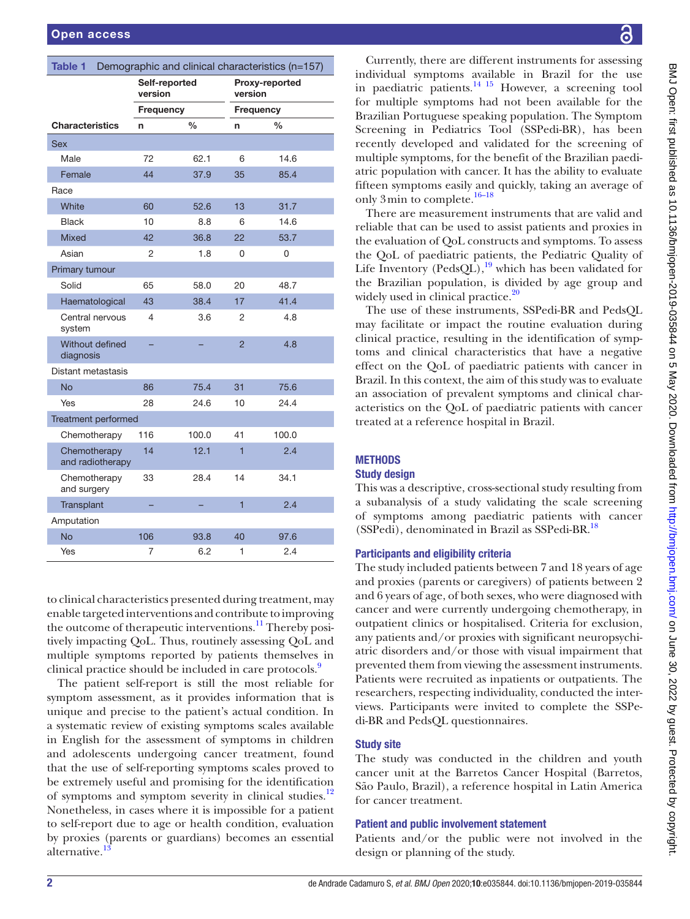**Table 1** Demographic and clinical characteristics (n=157)

| Characteristics | Self-reported version | | Proxy-reported version | |
|---|---|---|---|---|
| | Frequency | | Frequency | |
| | n | % | n | % |
| **Sex** | | | | |
| Male | 72 | 62.1 | 6 | 14.6 |
| Female | 44 | 37.9 | 35 | 85.4 |
| **Race** | | | | |
| White | 60 | 52.6 | 13 | 31.7 |
| Black | 10 | 8.8 | 6 | 14.6 |
| Mixed | 42 | 36.8 | 22 | 53.7 |
| Asian | 2 | 1.8 | 0 | 0 |
| **Primary tumour** | | | | |
| Solid | 65 | 58.0 | 20 | 48.7 |
| Haematological | 43 | 38.4 | 17 | 41.4 |
| Central nervous system | 4 | 3.6 | 2 | 4.8 |
| Without defined diagnosis | – | – | 2 | 4.8 |
| **Distant metastasis** | | | | |
| No | 86 | 75.4 | 31 | 75.6 |
| Yes | 28 | 24.6 | 10 | 24.4 |
| **Treatment performed** | | | | |
| Chemotherapy | 116 | 100.0 | 41 | 100.0 |
| Chemotherapy and radiotherapy | 14 | 12.1 | 1 | 2.4 |
| Chemotherapy and surgery | 33 | 28.4 | 14 | 34.1 |
| Transplant | – | – | 1 | 2.4 |
| **Amputation** | | | | |
| No | 106 | 93.8 | 40 | 97.6 |
| Yes | 7 | 6.2 | 1 | 2.4 |

to clinical characteristics presented during treatment, may enable targeted interventions and contribute to improving the outcome of therapeutic interventions.[11] Thereby positively impacting QoL. Thus, routinely assessing QoL and multiple symptoms reported by patients themselves in clinical practice should be included in care protocols.[9]

The patient self-report is still the most reliable for symptom assessment, as it provides information that is unique and precise to the patient's actual condition. In a systematic review of existing symptoms scales available in English for the assessment of symptoms in children and adolescents undergoing cancer treatment, found that the use of self-reporting symptoms scales proved to be extremely useful and promising for the identification of symptoms and symptom severity in clinical studies.[12] Nonetheless, in cases where it is impossible for a patient to self-report due to age or health condition, evaluation by proxies (parents or guardians) becomes an essential alternative.[13]

Currently, there are different instruments for assessing individual symptoms available in Brazil for the use in paediatric patients.[14 15] However, a screening tool for multiple symptoms had not been available for the Brazilian Portuguese speaking population. The Symptom Screening in Pediatrics Tool (SSPedi-BR), has been recently developed and validated for the screening of multiple symptoms, for the benefit of the Brazilian paediatric population with cancer. It has the ability to evaluate fifteen symptoms easily and quickly, taking an average of only 3 min to complete.[16–18]

There are measurement instruments that are valid and reliable that can be used to assist patients and proxies in the evaluation of QoL constructs and symptoms. To assess the QoL of paediatric patients, the Pediatric Quality of Life Inventory (PedsQL),[19] which has been validated for the Brazilian population, is divided by age group and widely used in clinical practice.[20]

The use of these instruments, SSPedi-BR and PedsQL may facilitate or impact the routine evaluation during clinical practice, resulting in the identification of symptoms and clinical characteristics that have a negative effect on the QoL of paediatric patients with cancer in Brazil. In this context, the aim of this study was to evaluate an association of prevalent symptoms and clinical characteristics on the QoL of paediatric patients with cancer treated at a reference hospital in Brazil.

## METHODS

### Study design

This was a descriptive, cross-sectional study resulting from a subanalysis of a study validating the scale screening of symptoms among paediatric patients with cancer (SSPedi), denominated in Brazil as SSPedi-BR.[18]

### Participants and eligibility criteria

The study included patients between 7 and 18 years of age and proxies (parents or caregivers) of patients between 2 and 6 years of age, of both sexes, who were diagnosed with cancer and were currently undergoing chemotherapy, in outpatient clinics or hospitalised. Criteria for exclusion, any patients and/or proxies with significant neuropsychiatric disorders and/or those with visual impairment that prevented them from viewing the assessment instruments. Patients were recruited as inpatients or outpatients. The researchers, respecting individuality, conducted the interviews. Participants were invited to complete the SSPedi-BR and PedsQL questionnaires.

### Study site

The study was conducted in the children and youth cancer unit at the Barretos Cancer Hospital (Barretos, São Paulo, Brazil), a reference hospital in Latin America for cancer treatment.

### Patient and public involvement statement

Patients and/or the public were not involved in the design or planning of the study.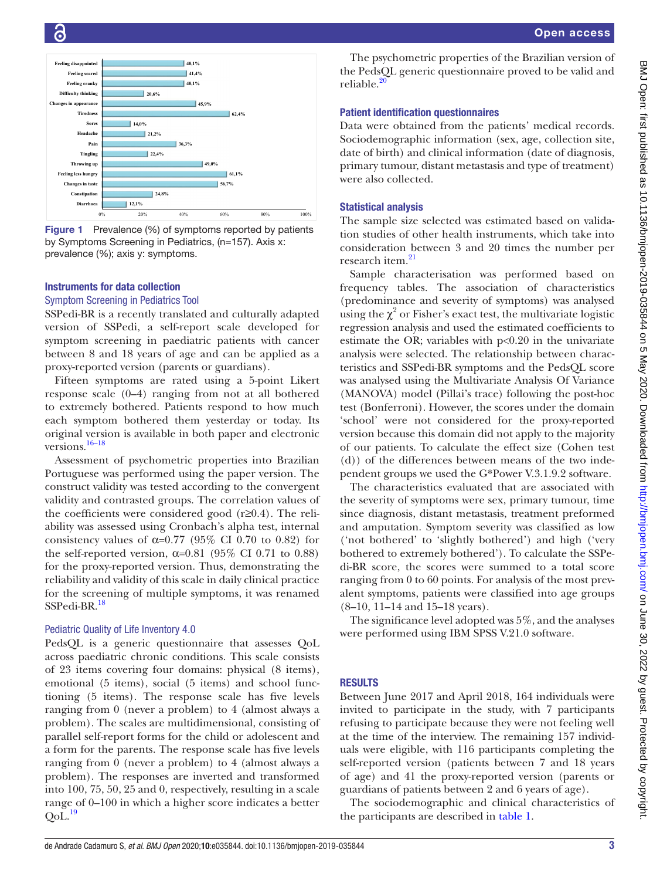Figure 1 Prevalence (%) of symptoms reported by patients by Symptoms Screening in Pediatrics, (n=157). Axis x: prevalence (%); axis y: symptoms.

### Instruments for data collection

#### Symptom Screening in Pediatrics Tool

SSPedi-BR is a recently translated and culturally adapted version of SSPedi, a self-report scale developed for symptom screening in paediatric patients with cancer between 8 and 18 years of age and can be applied as a proxy-reported version (parents or guardians).

Fifteen symptoms are rated using a 5-point Likert response scale (0–4) ranging from not at all bothered to extremely bothered. Patients respond to how much each symptom bothered them yesterday or today. Its original version is available in both paper and electronic versions.[16–18]

Assessment of psychometric properties into Brazilian Portuguese was performed using the paper version. The construct validity was tested according to the convergent validity and contrasted groups. The correlation values of the coefficients were considered good (r≥0.4). The reliability was assessed using Cronbach's alpha test, internal consistency values of α=0.77 (95% CI 0.70 to 0.82) for the self-reported version, α=0.81 (95% CI 0.71 to 0.88) for the proxy-reported version. Thus, demonstrating the reliability and validity of this scale in daily clinical practice for the screening of multiple symptoms, it was renamed SSPedi-BR.[18]

#### Pediatric Quality of Life Inventory 4.0

PedsQL is a generic questionnaire that assesses QoL across paediatric chronic conditions. This scale consists of 23 items covering four domains: physical (8 items), emotional (5 items), social (5 items) and school functioning (5 items). The response scale has five levels ranging from 0 (never a problem) to 4 (almost always a problem). The scales are multidimensional, consisting of parallel self-report forms for the child or adolescent and a form for the parents. The response scale has five levels ranging from 0 (never a problem) to 4 (almost always a problem). The responses are inverted and transformed into 100, 75, 50, 25 and 0, respectively, resulting in a scale range of 0–100 in which a higher score indicates a better QoL.[19]

The psychometric properties of the Brazilian version of the PedsQL generic questionnaire proved to be valid and reliable.[20]

### Patient identification questionnaires

Data were obtained from the patients' medical records. Sociodemographic information (sex, age, collection site, date of birth) and clinical information (date of diagnosis, primary tumour, distant metastasis and type of treatment) were also collected.

### Statistical analysis

The sample size selected was estimated based on validation studies of other health instruments, which take into consideration between 3 and 20 times the number per research item.[21]

Sample characterisation was performed based on frequency tables. The association of characteristics (predominance and severity of symptoms) was analysed using the $\chi^2$ or Fisher's exact test, the multivariate logistic regression analysis and used the estimated coefficients to estimate the OR; variables with p<0.20 in the univariate analysis were selected. The relationship between characteristics and SSPedi-BR symptoms and the PedsQL score was analysed using the Multivariate Analysis Of Variance (MANOVA) model (Pillai's trace) following the post-hoc test (Bonferroni). However, the scores under the domain 'school' were not considered for the proxy-reported version because this domain did not apply to the majority of our patients. To calculate the effect size (Cohen test (d)) of the differences between means of the two independent groups we used the G*Power V.3.1.9.2 software.

The characteristics evaluated that are associated with the severity of symptoms were sex, primary tumour, time since diagnosis, distant metastasis, treatment preformed and amputation. Symptom severity was classified as low ('not bothered' to 'slightly bothered') and high ('very bothered to extremely bothered'). To calculate the SSPedi-BR score, the scores were summed to a total score ranging from 0 to 60 points. For analysis of the most prevalent symptoms, patients were classified into age groups (8–10, 11–14 and 15–18 years).

The significance level adopted was 5%, and the analyses were performed using IBM SPSS V.21.0 software.

## RESULTS

Between June 2017 and April 2018, 164 individuals were invited to participate in the study, with 7 participants refusing to participate because they were not feeling well at the time of the interview. The remaining 157 individuals were eligible, with 116 participants completing the self-reported version (patients between 7 and 18 years of age) and 41 the proxy-reported version (parents or guardians of patients between 2 and 6 years of age).

The sociodemographic and clinical characteristics of the participants are described in table 1.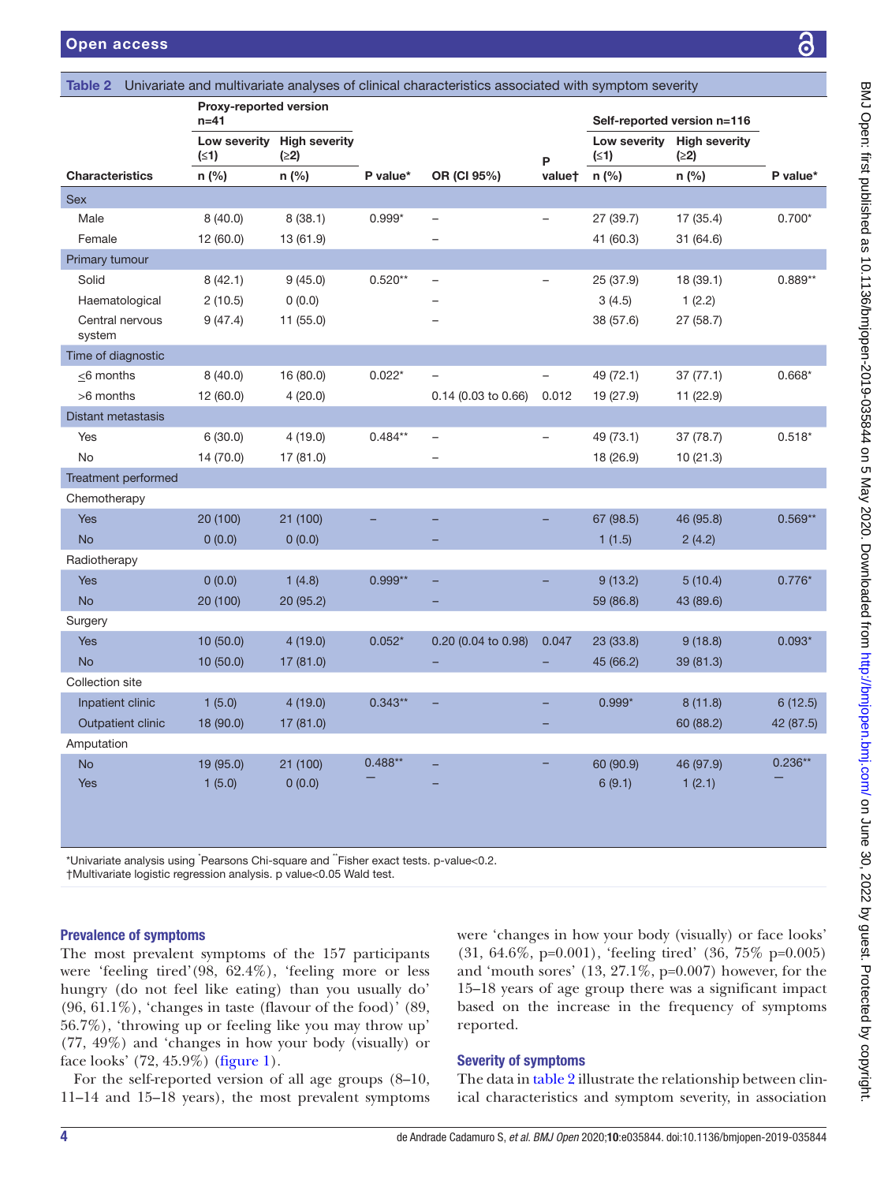**Table 2** Univariate and multivariate analyses of clinical characteristics associated with symptom severity

| Characteristics | Proxy-reported version n=41 | | | | | Self-reported version n=116 | | |
|---|---|---|---|---|---|---|---|---|
| | Low severity (≤1) | High severity (≥2) | | | | Low severity (≤1) | High severity (≥2) | |
| | n (%) | n (%) | P value* | OR (CI 95%) | P value† | n (%) | n (%) | P value* |
| **Sex** | | | | | | | | |
| Male | 8 (40.0) | 8 (38.1) | 0.999* | – | – | 27 (39.7) | 17 (35.4) | 0.700* |
| Female | 12 (60.0) | 13 (61.9) | | – | | 41 (60.3) | 31 (64.6) | |
| **Primary tumour** | | | | | | | | |
| Solid | 8 (42.1) | 9 (45.0) | 0.520** | – | – | 25 (37.9) | 18 (39.1) | 0.889** |
| Haematological | 2 (10.5) | 0 (0.0) | | – | | 3 (4.5) | 1 (2.2) | |
| Central nervous system | 9 (47.4) | 11 (55.0) | | – | | 38 (57.6) | 27 (58.7) | |
| **Time of diagnostic** | | | | | | | | |
| ≤6 months | 8 (40.0) | 16 (80.0) | 0.022* | – | – | 49 (72.1) | 37 (77.1) | 0.668* |
| >6 months | 12 (60.0) | 4 (20.0) | | 0.14 (0.03 to 0.66) | 0.012 | 19 (27.9) | 11 (22.9) | |
| **Distant metastasis** | | | | | | | | |
| Yes | 6 (30.0) | 4 (19.0) | 0.484** | – | – | 49 (73.1) | 37 (78.7) | 0.518* |
| No | 14 (70.0) | 17 (81.0) | | – | | 18 (26.9) | 10 (21.3) | |
| **Treatment performed** | | | | | | | | |
| Chemotherapy | | | | | | | | |
| Yes | 20 (100) | 21 (100) | – | – | – | 67 (98.5) | 46 (95.8) | 0.569** |
| No | 0 (0.0) | 0 (0.0) | | – | – | 1 (1.5) | 2 (4.2) | |
| Radiotherapy | | | | | | | | |
| Yes | 0 (0.0) | 1 (4.8) | 0.999** | – | – | 9 (13.2) | 5 (10.4) | 0.776* |
| No | 20 (100) | 20 (95.2) | | – | | 59 (86.8) | 43 (89.6) | |
| Surgery | | | | | | | | |
| Yes | 10 (50.0) | 4 (19.0) | 0.052* | 0.20 (0.04 to 0.98) | 0.047 | 23 (33.8) | 9 (18.8) | 0.093* |
| No | 10 (50.0) | 17 (81.0) | | – | – | 45 (66.2) | 39 (81.3) | |
| Collection site | | | | | | | | |
| Inpatient clinic | 1 (5.0) | 4 (19.0) | 0.343** | – | – | 0.999* | 8 (11.8) | 6 (12.5) |
| Outpatient clinic | 18 (90.0) | 17 (81.0) | | – | – | | 60 (88.2) | 42 (87.5) |
| Amputation | | | | | | | | |
| No | 19 (95.0) | 21 (100) | 0.488** – | – | – | 60 (90.9) | 46 (97.9) | 0.236** – |
| Yes | 1 (5.0) | 0 (0.0) | | – | | 6 (9.1) | 1 (2.1) | |

*Univariate analysis using *Pearsons Chi-square and **Fisher exact tests. p-value<0.2.
†Multivariate logistic regression analysis. p value<0.05 Wald test.

## Prevalence of symptoms

The most prevalent symptoms of the 157 participants were 'feeling tired'(98, 62.4%), 'feeling more or less hungry (do not feel like eating) than you usually do' (96, 61.1%), 'changes in taste (flavour of the food)' (89, 56.7%), 'throwing up or feeling like you may throw up' (77, 49%) and 'changes in how your body (visually) or face looks' (72, 45.9%) (figure 1).

For the self-reported version of all age groups (8–10, 11–14 and 15–18 years), the most prevalent symptoms were 'changes in how your body (visually) or face looks' (31, 64.6%, p=0.001), 'feeling tired' (36, 75% p=0.005) and 'mouth sores' (13, 27.1%, p=0.007) however, for the 15–18 years of age group there was a significant impact based on the increase in the frequency of symptoms reported.

## Severity of symptoms

The data in table 2 illustrate the relationship between clinical characteristics and symptom severity, in association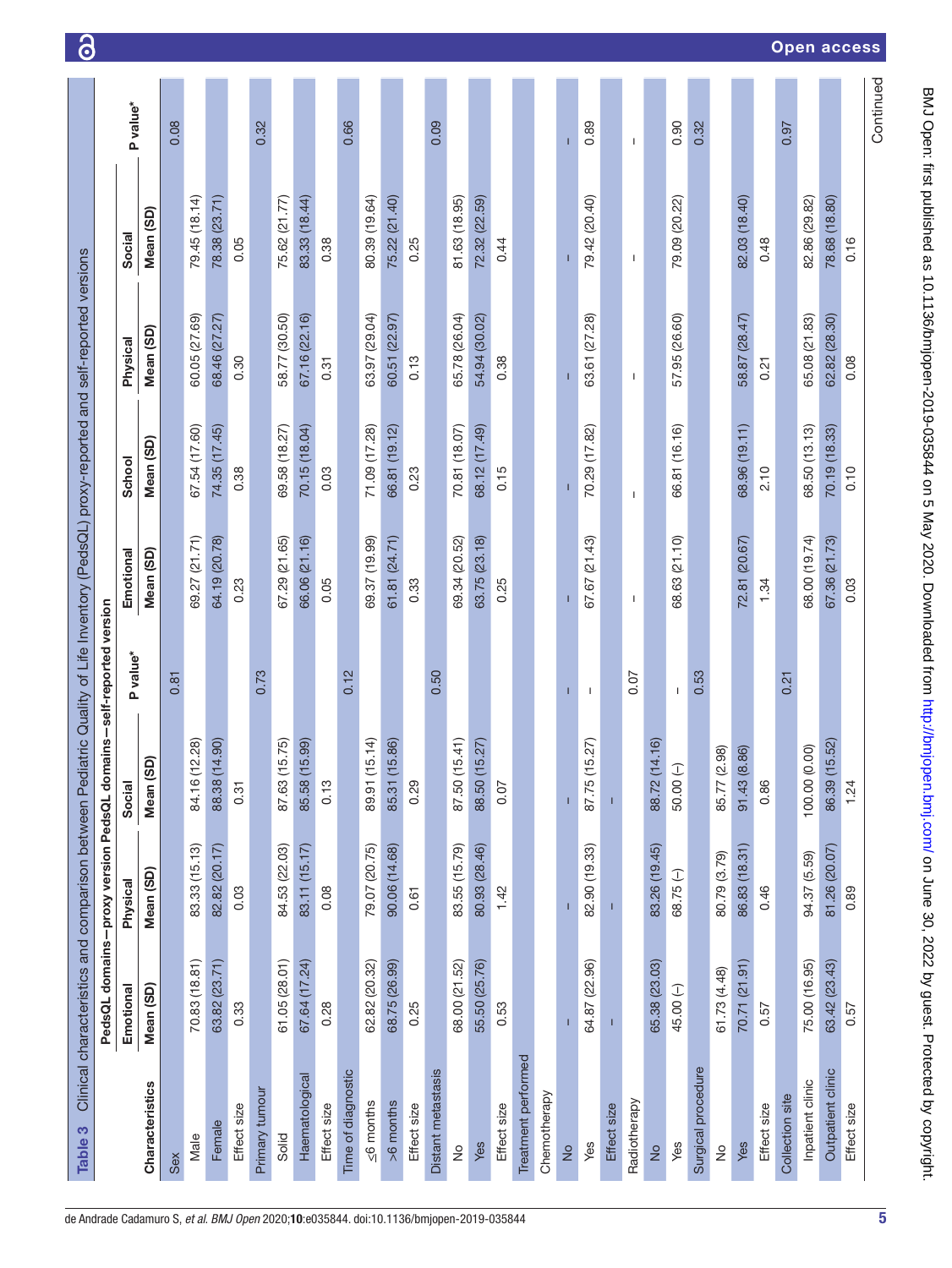**Table 3** Clinical characteristics and comparison between Pediatric Quality of Life Inventory (PedsQL) proxy-reported and self-reported versions

| | PedsQL domains—proxy version | | | | PedsQL domains—self-reported version | | | | |
|---|---|---|---|---|---|---|---|---|---|
| | Emotional | Physical | Social | | Emotional | School | Physical | Social | |
| Characteristics | Mean (SD) | Mean (SD) | Mean (SD) | P value* | Mean (SD) | Mean (SD) | Mean (SD) | Mean (SD) | P value* |
| Sex | | | | 0.81 | | | | | 0.08 |
| Male | 70.83 (18.81) | 83.33 (15.13) | 84.16 (12.28) | | 69.27 (21.71) | 67.54 (17.60) | 60.05 (27.69) | 79.45 (18.14) | |
| Female | 63.82 (23.71) | 82.82 (20.17) | 88.38 (14.90) | | 64.19 (20.78) | 74.35 (17.45) | 68.46 (27.27) | 78.38 (23.71) | |
| Effect size | 0.33 | 0.03 | 0.31 | | 0.23 | 0.38 | 0.30 | 0.05 | |
| Primary tumour | | | | 0.73 | | | | | 0.32 |
| Solid | 61.05 (28.01) | 84.53 (22.03) | 87.63 (15.75) | | 67.29 (21.65) | 69.58 (18.27) | 58.77 (30.50) | 75.62 (21.77) | |
| Haematological | 67.64 (17.24) | 83.11 (15.17) | 85.58 (15.99) | | 66.06 (21.16) | 70.15 (18.04) | 67.16 (22.16) | 83.33 (18.44) | |
| Effect size | 0.28 | 0.08 | 0.13 | | 0.05 | 0.03 | 0.31 | 0.38 | |
| Time of diagnostic | | | | 0.12 | | | | | 0.66 |
| ≤6 months | 62.82 (20.32) | 79.07 (20.75) | 89.91 (15.14) | | 69.37 (19.99) | 71.09 (17.28) | 63.97 (29.04) | 80.39 (19.64) | |
| >6 months | 68.75 (26.99) | 90.06 (14.68) | 85.31 (15.86) | | 61.81 (24.71) | 66.81 (19.12) | 60.51 (22.97) | 75.22 (21.40) | |
| Effect size | 0.25 | 0.61 | 0.29 | | 0.33 | 0.23 | 0.13 | 0.25 | |
| Distant metastasis | | | | 0.50 | | | | | 0.09 |
| No | 68.00 (21.52) | 83.55 (15.79) | 87.50 (15.41) | | 69.34 (20.52) | 70.81 (18.07) | 65.78 (26.04) | 81.63 (18.95) | |
| Yes | 55.50 (25.76) | 80.93 (28.46) | 88.50 (15.27) | | 63.75 (23.18) | 68.12 (17.49) | 54.94 (30.02) | 72.32 (22.59) | |
| Effect size | 0.53 | 1.42 | 0.07 | | 0.25 | 0.15 | 0.38 | 0.44 | |
| Treatment performed | | | | | | | | | |
| Chemotherapy | | | | | | | | | |
| No | – | – | – | – | – | – | – | – | – |
| Yes | 64.87 (22.96) | 82.90 (19.33) | 87.75 (15.27) | – | 67.67 (21.43) | 70.29 (17.82) | 63.61 (27.28) | 79.42 (20.40) | 0.89 |
| Effect size | – | – | – | | | | | | |
| Radiotherapy | | | | 0.07 | – | – | – | – | – |
| No | 65.38 (23.03) | 83.26 (19.45) | 88.72 (14.16) | | | | | | |
| Yes | 45.00 (–) | 68.75 (–) | 50.00 (–) | – | 68.63 (21.10) | 66.81 (16.16) | 57.95 (26.60) | 79.09 (20.22) | 0.90 |
| Surgical procedure | | | | 0.53 | | | | | 0.32 |
| No | 61.73 (4.48) | 80.79 (3.79) | 85.77 (2.98) | | | | | | |
| Yes | 70.71 (21.91) | 86.83 (18.31) | 91.43 (8.86) | | 72.81 (20.67) | 68.96 (19.11) | 58.87 (28.47) | 82.03 (18.40) | |
| Effect size | 0.57 | 0.46 | 0.86 | | 1.34 | 2.10 | 0.21 | 0.48 | |
| Collection site | | | | 0.21 | | | | | 0.97 |
| Inpatient clinic | 75.00 (16.95) | 94.37 (5.59) | 100.00 (0.00) | | 68.00 (19.74) | 68.50 (13.13) | 65.08 (21.83) | 82.86 (29.82) | |
| Outpatient clinic | 63.42 (23.43) | 81.26 (20.07) | 86.39 (15.52) | | 67.36 (21.73) | 70.19 (18.33) | 62.82 (28.30) | 78.68 (18.80) | |
| Effect size | 0.57 | 0.89 | 1.24 | | 0.03 | 0.10 | 0.08 | 0.16 | |

Continued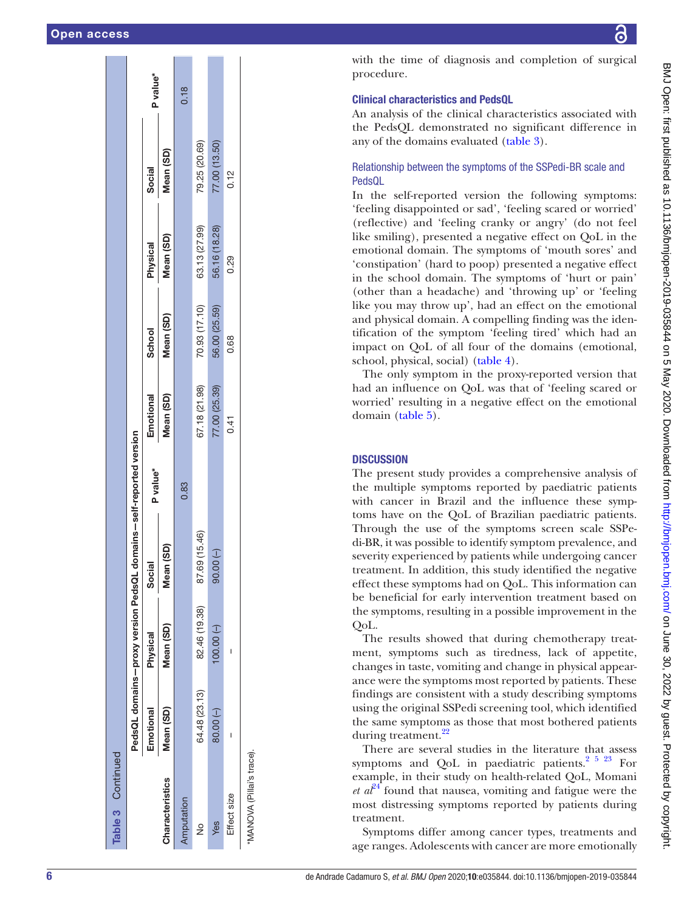Table 3 Continued

| | PedsQL domains—proxy version | | | | PedsQL domains—self-reported version | | | | |
|---|---|---|---|---|---|---|---|---|---|
| | Emotional | Physical | Social | | Emotional | School | Physical | Social | |
| Characteristics | Mean (SD) | Mean (SD) | Mean (SD) | P value* | Mean (SD) | Mean (SD) | Mean (SD) | Mean (SD) | P value* |
| Amputation | | | | 0.83 | | | | | 0.18 |
| No | 64.48 (23.13) | 82.46 (19.38) | 87.69 (15.46) | | 67.18 (21.98) | 70.93 (17.10) | 63.13 (27.99) | 79.25 (20.69) | |
| Yes | 80.00 (–) | 100.00 (–) | 90.00 (–) | | 77.00 (25.39) | 56.00 (25.59) | 56.16 (18.28) | 77.00 (13.50) | |
| Effect size | – | – | | | 0.41 | 0.68 | 0.29 | 0.12 | |

*MANOVA (Pillai's trace).

with the time of diagnosis and completion of surgical procedure.

### Clinical characteristics and PedsQL

An analysis of the clinical characteristics associated with the PedsQL demonstrated no significant difference in any of the domains evaluated (table 3).

#### Relationship between the symptoms of the SSPedi-BR scale and PedsQL

In the self-reported version the following symptoms: 'feeling disappointed or sad', 'feeling scared or worried' (reflective) and 'feeling cranky or angry' (do not feel like smiling), presented a negative effect on QoL in the emotional domain. The symptoms of 'mouth sores' and 'constipation' (hard to poop) presented a negative effect in the school domain. The symptoms of 'hurt or pain' (other than a headache) and 'throwing up' or 'feeling like you may throw up', had an effect on the emotional and physical domain. A compelling finding was the identification of the symptom 'feeling tired' which had an impact on QoL of all four of the domains (emotional, school, physical, social) (table 4).

The only symptom in the proxy-reported version that had an influence on QoL was that of 'feeling scared or worried' resulting in a negative effect on the emotional domain (table 5).

## DISCUSSION

The present study provides a comprehensive analysis of the multiple symptoms reported by paediatric patients with cancer in Brazil and the influence these symptoms have on the QoL of Brazilian paediatric patients. Through the use of the symptoms screen scale SSPedi-BR, it was possible to identify symptom prevalence, and severity experienced by patients while undergoing cancer treatment. In addition, this study identified the negative effect these symptoms had on QoL. This information can be beneficial for early intervention treatment based on the symptoms, resulting in a possible improvement in the QoL.

The results showed that during chemotherapy treatment, symptoms such as tiredness, lack of appetite, changes in taste, vomiting and change in physical appearance were the symptoms most reported by patients. These findings are consistent with a study describing symptoms using the original SSPedi screening tool, which identified the same symptoms as those that most bothered patients during treatment.[22]

There are several studies in the literature that assess symptoms and QoL in paediatric patients.[2 5 23] For example, in their study on health-related QoL, Momani *et al*[24] found that nausea, vomiting and fatigue were the most distressing symptoms reported by patients during treatment.

Symptoms differ among cancer types, treatments and age ranges. Adolescents with cancer are more emotionally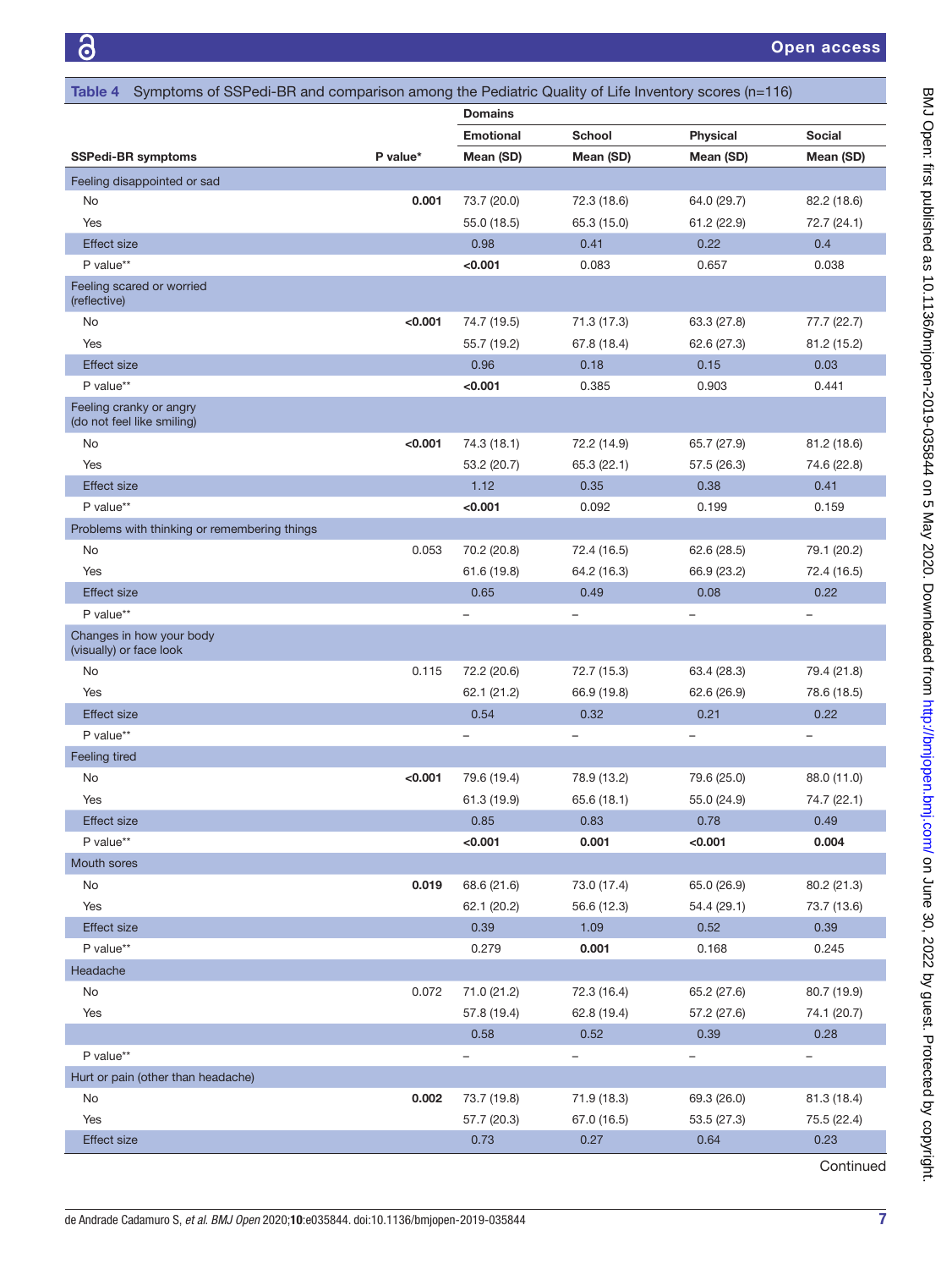**Table 4** Symptoms of SSPedi-BR and comparison among the Pediatric Quality of Life Inventory scores (n=116)

| | | Domains | | | |
|---|---|---|---|---|---|
| | | Emotional | School | Physical | Social |
| SSPedi-BR symptoms | P value* | Mean (SD) | Mean (SD) | Mean (SD) | Mean (SD) |
| Feeling disappointed or sad | | | | | |
| No | **0.001** | 73.7 (20.0) | 72.3 (18.6) | 64.0 (29.7) | 82.2 (18.6) |
| Yes | | 55.0 (18.5) | 65.3 (15.0) | 61.2 (22.9) | 72.7 (24.1) |
| Effect size | | 0.98 | 0.41 | 0.22 | 0.4 |
| P value** | | **<0.001** | 0.083 | 0.657 | 0.038 |
| Feeling scared or worried (reflective) | | | | | |
| No | **<0.001** | 74.7 (19.5) | 71.3 (17.3) | 63.3 (27.8) | 77.7 (22.7) |
| Yes | | 55.7 (19.2) | 67.8 (18.4) | 62.6 (27.3) | 81.2 (15.2) |
| Effect size | | 0.96 | 0.18 | 0.15 | 0.03 |
| P value** | | **<0.001** | 0.385 | 0.903 | 0.441 |
| Feeling cranky or angry (do not feel like smiling) | | | | | |
| No | **<0.001** | 74.3 (18.1) | 72.2 (14.9) | 65.7 (27.9) | 81.2 (18.6) |
| Yes | | 53.2 (20.7) | 65.3 (22.1) | 57.5 (26.3) | 74.6 (22.8) |
| Effect size | | 1.12 | 0.35 | 0.38 | 0.41 |
| P value** | | **<0.001** | 0.092 | 0.199 | 0.159 |
| Problems with thinking or remembering things | | | | | |
| No | 0.053 | 70.2 (20.8) | 72.4 (16.5) | 62.6 (28.5) | 79.1 (20.2) |
| Yes | | 61.6 (19.8) | 64.2 (16.3) | 66.9 (23.2) | 72.4 (16.5) |
| Effect size | | 0.65 | 0.49 | 0.08 | 0.22 |
| P value** | | – | – | – | – |
| Changes in how your body (visually) or face look | | | | | |
| No | 0.115 | 72.2 (20.6) | 72.7 (15.3) | 63.4 (28.3) | 79.4 (21.8) |
| Yes | | 62.1 (21.2) | 66.9 (19.8) | 62.6 (26.9) | 78.6 (18.5) |
| Effect size | | 0.54 | 0.32 | 0.21 | 0.22 |
| P value** | | – | – | – | – |
| Feeling tired | | | | | |
| No | **<0.001** | 79.6 (19.4) | 78.9 (13.2) | 79.6 (25.0) | 88.0 (11.0) |
| Yes | | 61.3 (19.9) | 65.6 (18.1) | 55.0 (24.9) | 74.7 (22.1) |
| Effect size | | 0.85 | 0.83 | 0.78 | 0.49 |
| P value** | | **<0.001** | **0.001** | **<0.001** | **0.004** |
| Mouth sores | | | | | |
| No | **0.019** | 68.6 (21.6) | 73.0 (17.4) | 65.0 (26.9) | 80.2 (21.3) |
| Yes | | 62.1 (20.2) | 56.6 (12.3) | 54.4 (29.1) | 73.7 (13.6) |
| Effect size | | 0.39 | 1.09 | 0.52 | 0.39 |
| P value** | | 0.279 | **0.001** | 0.168 | 0.245 |
| Headache | | | | | |
| No | 0.072 | 71.0 (21.2) | 72.3 (16.4) | 65.2 (27.6) | 80.7 (19.9) |
| Yes | | 57.8 (19.4) | 62.8 (19.4) | 57.2 (27.6) | 74.1 (20.7) |
| | | 0.58 | 0.52 | 0.39 | 0.28 |
| P value** | | – | – | – | – |
| Hurt or pain (other than headache) | | | | | |
| No | **0.002** | 73.7 (19.8) | 71.9 (18.3) | 69.3 (26.0) | 81.3 (18.4) |
| Yes | | 57.7 (20.3) | 67.0 (16.5) | 53.5 (27.3) | 75.5 (22.4) |
| Effect size | | 0.73 | 0.27 | 0.64 | 0.23 |

Continued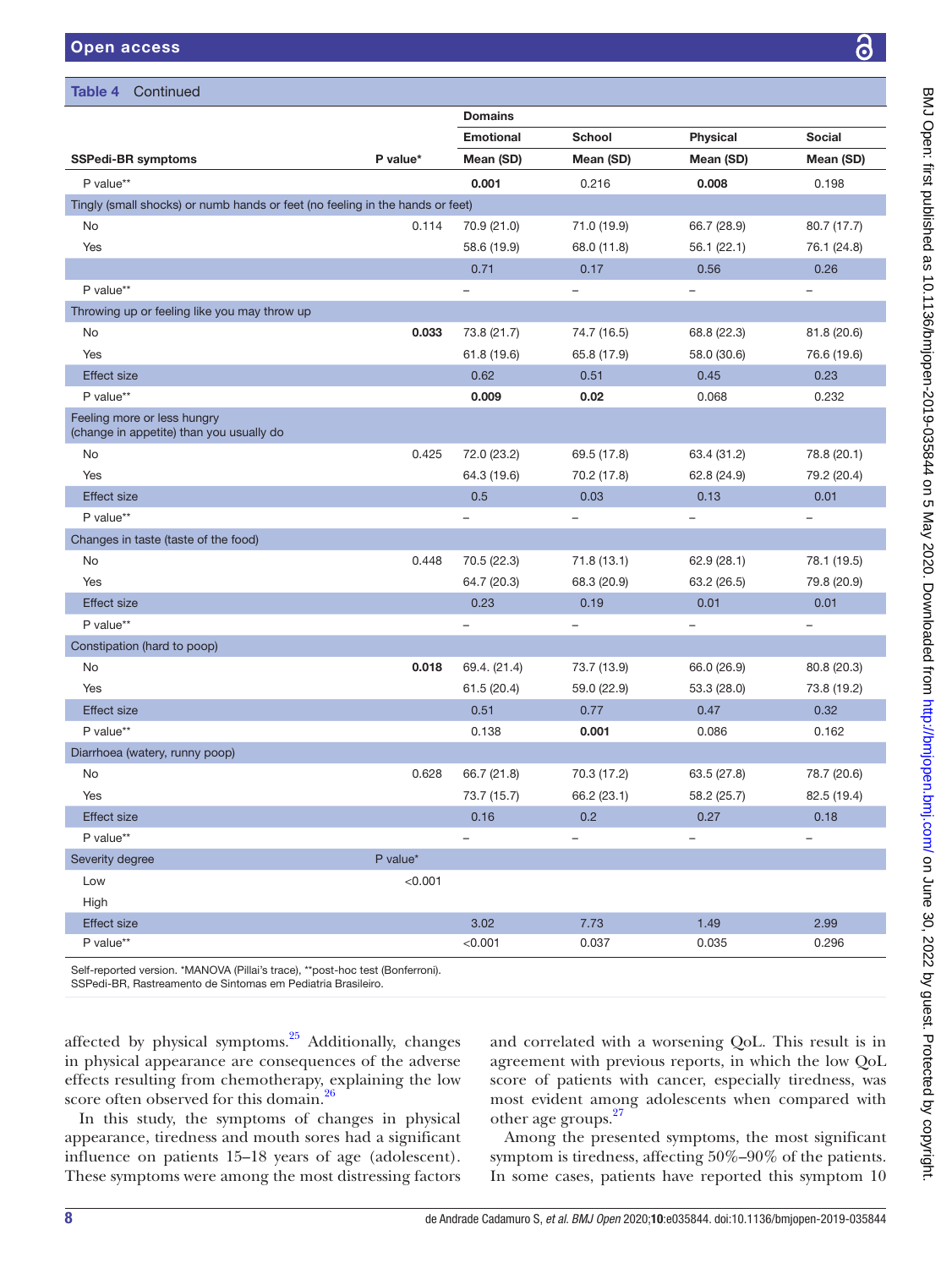**Table 4** Continued

| SSPedi-BR symptoms | P value* | Domains | | | |
|---|---|---|---|---|---|
| | | Emotional | School | Physical | Social |
| | | Mean (SD) | Mean (SD) | Mean (SD) | Mean (SD) |
| P value** | | **0.001** | 0.216 | **0.008** | 0.198 |
| Tingly (small shocks) or numb hands or feet (no feeling in the hands or feet) | | | | | |
| No | 0.114 | 70.9 (21.0) | 71.0 (19.9) | 66.7 (28.9) | 80.7 (17.7) |
| Yes | | 58.6 (19.9) | 68.0 (11.8) | 56.1 (22.1) | 76.1 (24.8) |
| | | 0.71 | 0.17 | 0.56 | 0.26 |
| P value** | | – | – | – | – |
| Throwing up or feeling like you may throw up | | | | | |
| No | **0.033** | 73.8 (21.7) | 74.7 (16.5) | 68.8 (22.3) | 81.8 (20.6) |
| Yes | | 61.8 (19.6) | 65.8 (17.9) | 58.0 (30.6) | 76.6 (19.6) |
| Effect size | | 0.62 | 0.51 | 0.45 | 0.23 |
| P value** | | **0.009** | **0.02** | 0.068 | 0.232 |
| Feeling more or less hungry (change in appetite) than you usually do | | | | | |
| No | 0.425 | 72.0 (23.2) | 69.5 (17.8) | 63.4 (31.2) | 78.8 (20.1) |
| Yes | | 64.3 (19.6) | 70.2 (17.8) | 62.8 (24.9) | 79.2 (20.4) |
| Effect size | | 0.5 | 0.03 | 0.13 | 0.01 |
| P value** | | – | – | – | – |
| Changes in taste (taste of the food) | | | | | |
| No | 0.448 | 70.5 (22.3) | 71.8 (13.1) | 62.9 (28.1) | 78.1 (19.5) |
| Yes | | 64.7 (20.3) | 68.3 (20.9) | 63.2 (26.5) | 79.8 (20.9) |
| Effect size | | 0.23 | 0.19 | 0.01 | 0.01 |
| P value** | | – | – | – | – |
| Constipation (hard to poop) | | | | | |
| No | **0.018** | 69.4. (21.4) | 73.7 (13.9) | 66.0 (26.9) | 80.8 (20.3) |
| Yes | | 61.5 (20.4) | 59.0 (22.9) | 53.3 (28.0) | 73.8 (19.2) |
| Effect size | | 0.51 | 0.77 | 0.47 | 0.32 |
| P value** | | 0.138 | **0.001** | 0.086 | 0.162 |
| Diarrhoea (watery, runny poop) | | | | | |
| No | 0.628 | 66.7 (21.8) | 70.3 (17.2) | 63.5 (27.8) | 78.7 (20.6) |
| Yes | | 73.7 (15.7) | 66.2 (23.1) | 58.2 (25.7) | 82.5 (19.4) |
| Effect size | | 0.16 | 0.2 | 0.27 | 0.18 |
| P value** | | – | – | – | – |
| Severity degree | P value* | | | | |
| Low | <0.001 | | | | |
| High | | | | | |
| Effect size | | 3.02 | 7.73 | 1.49 | 2.99 |
| P value** | | <0.001 | 0.037 | 0.035 | 0.296 |

Self-reported version. *MANOVA (Pillai's trace), **post-hoc test (Bonferroni).
SSPedi-BR, Rastreamento de Sintomas em Pediatria Brasileiro.

affected by physical symptoms.[25] Additionally, changes in physical appearance are consequences of the adverse effects resulting from chemotherapy, explaining the low score often observed for this domain.[26]

In this study, the symptoms of changes in physical appearance, tiredness and mouth sores had a significant influence on patients 15–18 years of age (adolescent). These symptoms were among the most distressing factors and correlated with a worsening QoL. This result is in agreement with previous reports, in which the low QoL score of patients with cancer, especially tiredness, was most evident among adolescents when compared with other age groups.[27]

Among the presented symptoms, the most significant symptom is tiredness, affecting 50%–90% of the patients. In some cases, patients have reported this symptom 10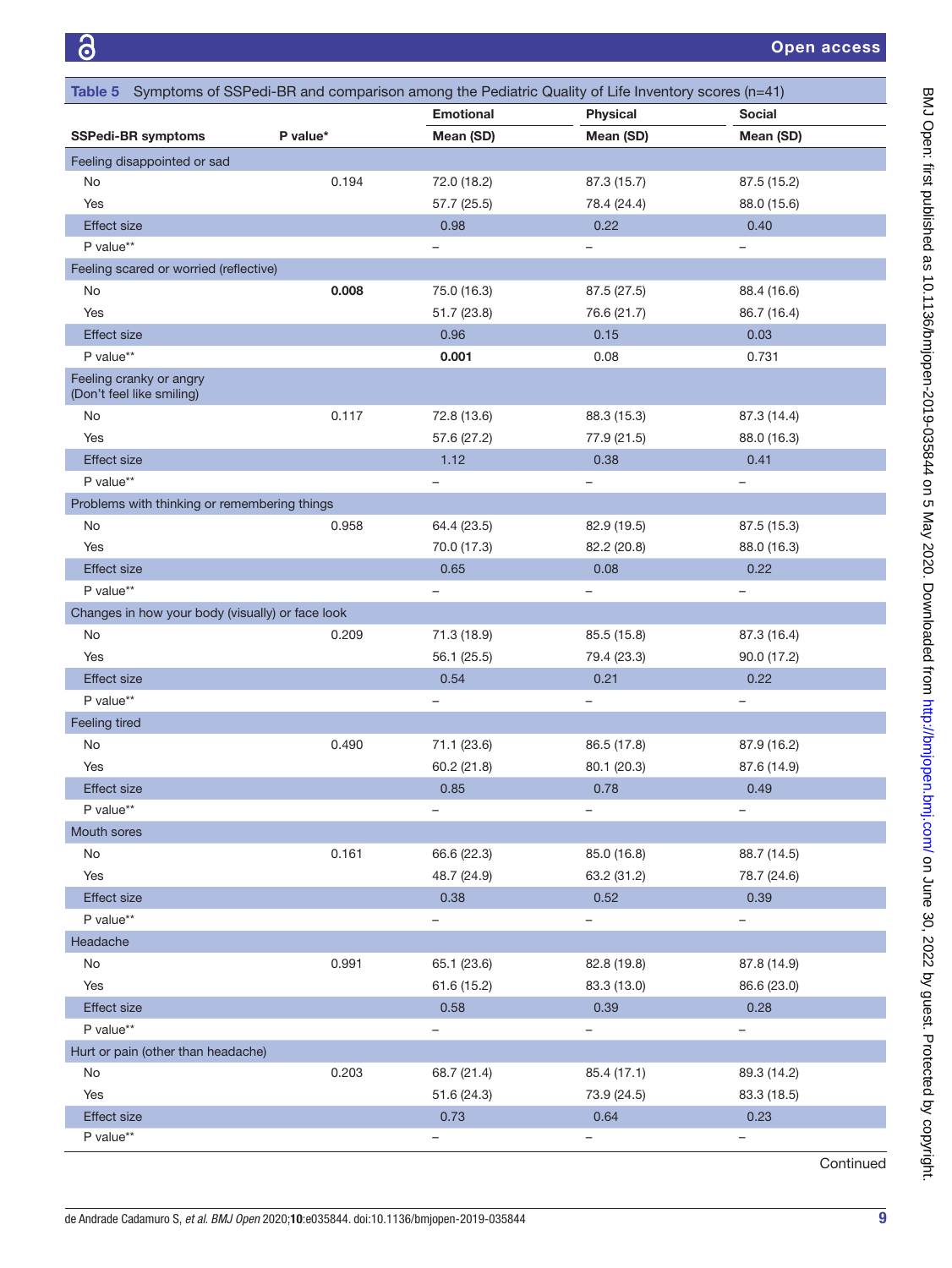**Table 5** Symptoms of SSPedi-BR and comparison among the Pediatric Quality of Life Inventory scores (n=41)

| SSPedi-BR symptoms | P value* | Emotional Mean (SD) | Physical Mean (SD) | Social Mean (SD) |
|---|---|---|---|---|
| **Feeling disappointed or sad** | | | | |
| No | 0.194 | 72.0 (18.2) | 87.3 (15.7) | 87.5 (15.2) |
| Yes | | 57.7 (25.5) | 78.4 (24.4) | 88.0 (15.6) |
| Effect size | | 0.98 | 0.22 | 0.40 |
| P value** | | – | – | – |
| **Feeling scared or worried (reflective)** | | | | |
| No | **0.008** | 75.0 (16.3) | 87.5 (27.5) | 88.4 (16.6) |
| Yes | | 51.7 (23.8) | 76.6 (21.7) | 86.7 (16.4) |
| Effect size | | 0.96 | 0.15 | 0.03 |
| P value** | | **0.001** | 0.08 | 0.731 |
| **Feeling cranky or angry (Don't feel like smiling)** | | | | |
| No | 0.117 | 72.8 (13.6) | 88.3 (15.3) | 87.3 (14.4) |
| Yes | | 57.6 (27.2) | 77.9 (21.5) | 88.0 (16.3) |
| Effect size | | 1.12 | 0.38 | 0.41 |
| P value** | | – | – | – |
| **Problems with thinking or remembering things** | | | | |
| No | 0.958 | 64.4 (23.5) | 82.9 (19.5) | 87.5 (15.3) |
| Yes | | 70.0 (17.3) | 82.2 (20.8) | 88.0 (16.3) |
| Effect size | | 0.65 | 0.08 | 0.22 |
| P value** | | – | – | – |
| **Changes in how your body (visually) or face look** | | | | |
| No | 0.209 | 71.3 (18.9) | 85.5 (15.8) | 87.3 (16.4) |
| Yes | | 56.1 (25.5) | 79.4 (23.3) | 90.0 (17.2) |
| Effect size | | 0.54 | 0.21 | 0.22 |
| P value** | | – | – | – |
| **Feeling tired** | | | | |
| No | 0.490 | 71.1 (23.6) | 86.5 (17.8) | 87.9 (16.2) |
| Yes | | 60.2 (21.8) | 80.1 (20.3) | 87.6 (14.9) |
| Effect size | | 0.85 | 0.78 | 0.49 |
| P value** | | – | – | – |
| **Mouth sores** | | | | |
| No | 0.161 | 66.6 (22.3) | 85.0 (16.8) | 88.7 (14.5) |
| Yes | | 48.7 (24.9) | 63.2 (31.2) | 78.7 (24.6) |
| Effect size | | 0.38 | 0.52 | 0.39 |
| P value** | | – | – | – |
| **Headache** | | | | |
| No | 0.991 | 65.1 (23.6) | 82.8 (19.8) | 87.8 (14.9) |
| Yes | | 61.6 (15.2) | 83.3 (13.0) | 86.6 (23.0) |
| Effect size | | 0.58 | 0.39 | 0.28 |
| P value** | | – | – | – |
| **Hurt or pain (other than headache)** | | | | |
| No | 0.203 | 68.7 (21.4) | 85.4 (17.1) | 89.3 (14.2) |
| Yes | | 51.6 (24.3) | 73.9 (24.5) | 83.3 (18.5) |
| Effect size | | 0.73 | 0.64 | 0.23 |
| P value** | | – | – | – |

Continued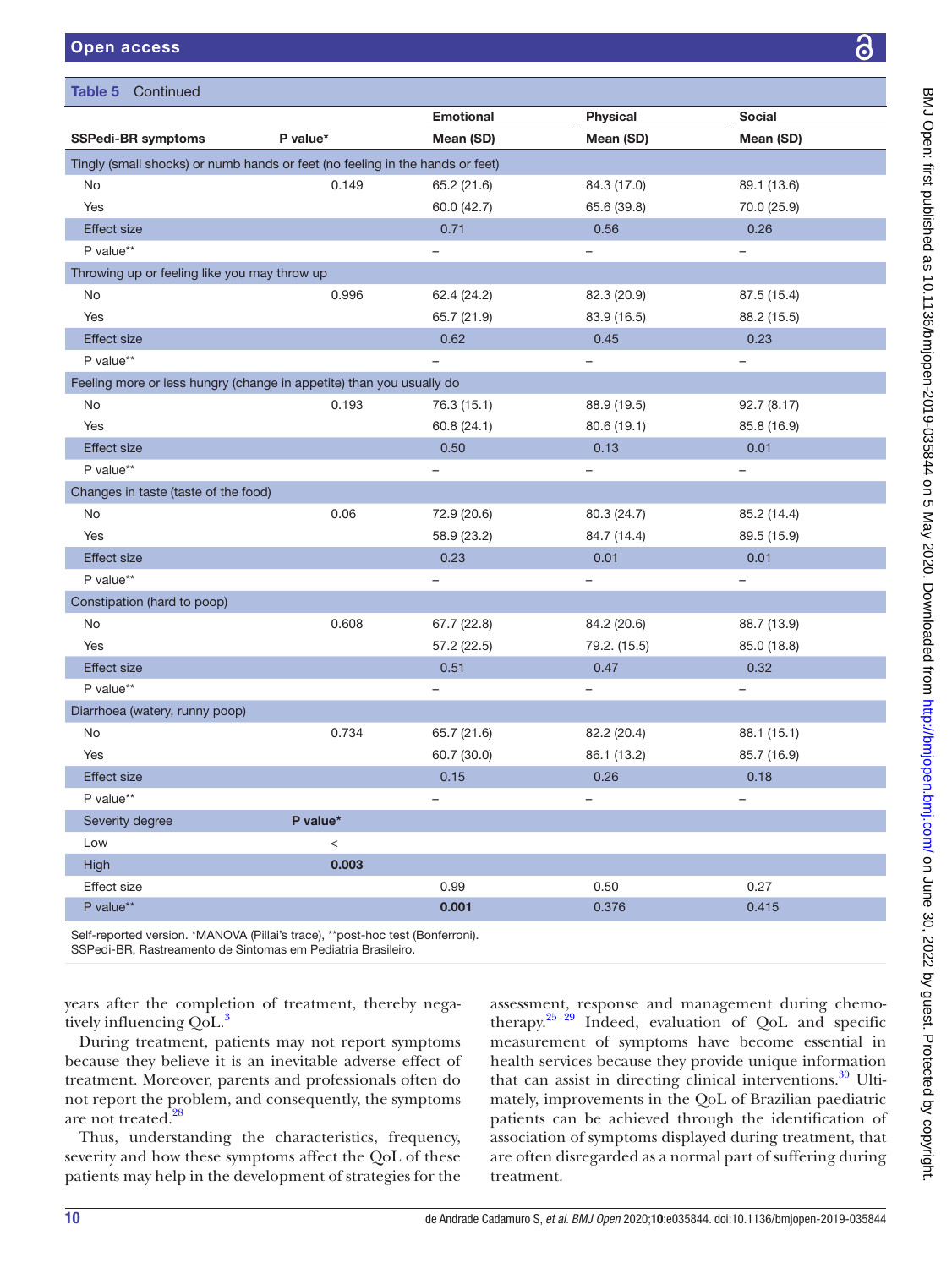Table 5 Continued

| SSPedi-BR symptoms | P value* | Emotional | Physical | Social |
|---|---|---|---|---|
| | | Mean (SD) | Mean (SD) | Mean (SD) |
| Tingly (small shocks) or numb hands or feet (no feeling in the hands or feet) | | | | |
| No | 0.149 | 65.2 (21.6) | 84.3 (17.0) | 89.1 (13.6) |
| Yes | | 60.0 (42.7) | 65.6 (39.8) | 70.0 (25.9) |
| Effect size | | 0.71 | 0.56 | 0.26 |
| P value** | | – | – | – |
| Throwing up or feeling like you may throw up | | | | |
| No | 0.996 | 62.4 (24.2) | 82.3 (20.9) | 87.5 (15.4) |
| Yes | | 65.7 (21.9) | 83.9 (16.5) | 88.2 (15.5) |
| Effect size | | 0.62 | 0.45 | 0.23 |
| P value** | | – | – | – |
| Feeling more or less hungry (change in appetite) than you usually do | | | | |
| No | 0.193 | 76.3 (15.1) | 88.9 (19.5) | 92.7 (8.17) |
| Yes | | 60.8 (24.1) | 80.6 (19.1) | 85.8 (16.9) |
| Effect size | | 0.50 | 0.13 | 0.01 |
| P value** | | – | – | – |
| Changes in taste (taste of the food) | | | | |
| No | 0.06 | 72.9 (20.6) | 80.3 (24.7) | 85.2 (14.4) |
| Yes | | 58.9 (23.2) | 84.7 (14.4) | 89.5 (15.9) |
| Effect size | | 0.23 | 0.01 | 0.01 |
| P value** | | – | – | – |
| Constipation (hard to poop) | | | | |
| No | 0.608 | 67.7 (22.8) | 84.2 (20.6) | 88.7 (13.9) |
| Yes | | 57.2 (22.5) | 79.2. (15.5) | 85.0 (18.8) |
| Effect size | | 0.51 | 0.47 | 0.32 |
| P value** | | – | – | – |
| Diarrhoea (watery, runny poop) | | | | |
| No | 0.734 | 65.7 (21.6) | 82.2 (20.4) | 88.1 (15.1) |
| Yes | | 60.7 (30.0) | 86.1 (13.2) | 85.7 (16.9) |
| Effect size | | 0.15 | 0.26 | 0.18 |
| P value** | | – | – | – |
| Severity degree | **P value*** | | | |
| Low | < | | | |
| High | **0.003** | | | |
| Effect size | | 0.99 | 0.50 | 0.27 |
| P value** | | **0.001** | 0.376 | 0.415 |

Self-reported version. *MANOVA (Pillai's trace), **post-hoc test (Bonferroni).
SSPedi-BR, Rastreamento de Sintomas em Pediatria Brasileiro.

years after the completion of treatment, thereby negatively influencing QoL.[3]

During treatment, patients may not report symptoms because they believe it is an inevitable adverse effect of treatment. Moreover, parents and professionals often do not report the problem, and consequently, the symptoms are not treated.[28]

Thus, understanding the characteristics, frequency, severity and how these symptoms affect the QoL of these patients may help in the development of strategies for the assessment, response and management during chemotherapy.[25 29] Indeed, evaluation of QoL and specific measurement of symptoms have become essential in health services because they provide unique information that can assist in directing clinical interventions.[30] Ultimately, improvements in the QoL of Brazilian paediatric patients can be achieved through the identification of association of symptoms displayed during treatment, that are often disregarded as a normal part of suffering during treatment.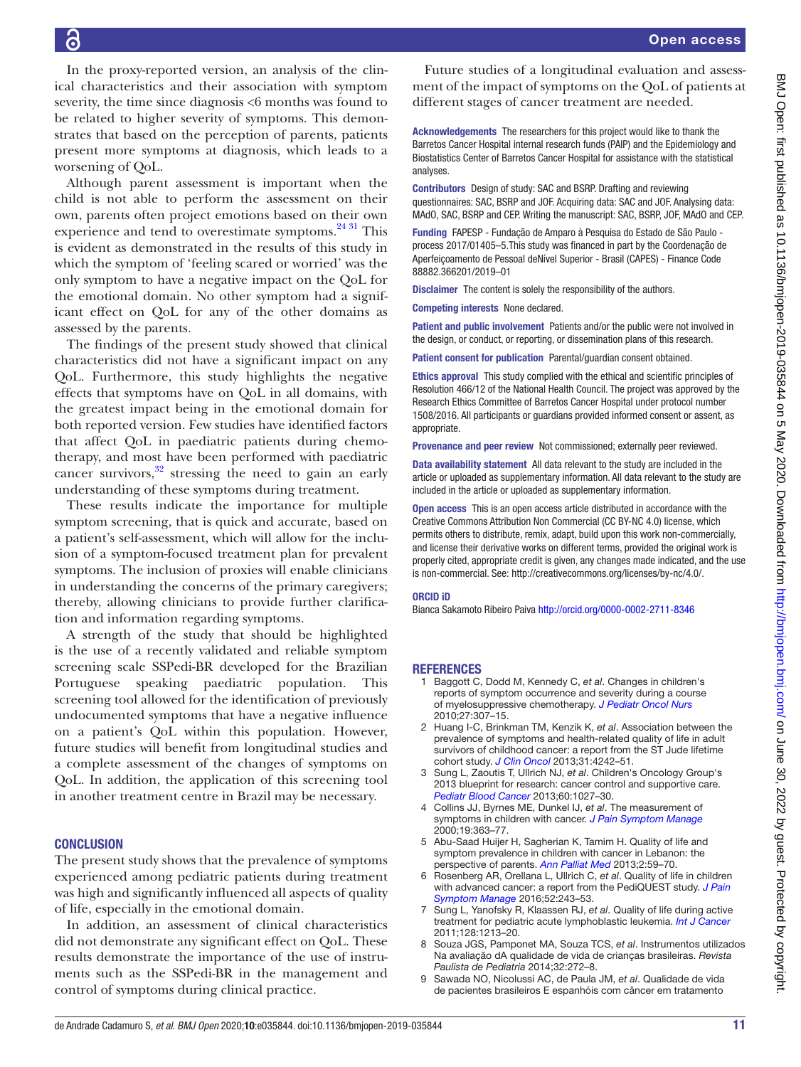In the proxy-reported version, an analysis of the clinical characteristics and their association with symptom severity, the time since diagnosis <6 months was found to be related to higher severity of symptoms. This demonstrates that based on the perception of parents, patients present more symptoms at diagnosis, which leads to a worsening of QoL.

Although parent assessment is important when the child is not able to perform the assessment on their own, parents often project emotions based on their own experience and tend to overestimate symptoms.[24 31] This is evident as demonstrated in the results of this study in which the symptom of 'feeling scared or worried' was the only symptom to have a negative impact on the QoL for the emotional domain. No other symptom had a significant effect on QoL for any of the other domains as assessed by the parents.

The findings of the present study showed that clinical characteristics did not have a significant impact on any QoL. Furthermore, this study highlights the negative effects that symptoms have on QoL in all domains, with the greatest impact being in the emotional domain for both reported version. Few studies have identified factors that affect QoL in paediatric patients during chemotherapy, and most have been performed with paediatric cancer survivors,[32] stressing the need to gain an early understanding of these symptoms during treatment.

These results indicate the importance for multiple symptom screening, that is quick and accurate, based on a patient's self-assessment, which will allow for the inclusion of a symptom-focused treatment plan for prevalent symptoms. The inclusion of proxies will enable clinicians in understanding the concerns of the primary caregivers; thereby, allowing clinicians to provide further clarification and information regarding symptoms.

A strength of the study that should be highlighted is the use of a recently validated and reliable symptom screening scale SSPedi-BR developed for the Brazilian Portuguese speaking paediatric population. This screening tool allowed for the identification of previously undocumented symptoms that have a negative influence on a patient's QoL within this population. However, future studies will benefit from longitudinal studies and a complete assessment of the changes of symptoms on QoL. In addition, the application of this screening tool in another treatment centre in Brazil may be necessary.

## CONCLUSION

The present study shows that the prevalence of symptoms experienced among pediatric patients during treatment was high and significantly influenced all aspects of quality of life, especially in the emotional domain.

In addition, an assessment of clinical characteristics did not demonstrate any significant effect on QoL. These results demonstrate the importance of the use of instruments such as the SSPedi-BR in the management and control of symptoms during clinical practice.

Future studies of a longitudinal evaluation and assessment of the impact of symptoms on the QoL of patients at different stages of cancer treatment are needed.

**Acknowledgements** The researchers for this project would like to thank the Barretos Cancer Hospital internal research funds (PAIP) and the Epidemiology and Biostatistics Center of Barretos Cancer Hospital for assistance with the statistical analyses.

**Contributors** Design of study: SAC and BSRP. Drafting and reviewing questionnaires: SAC, BSRP and JOF. Acquiring data: SAC and JOF. Analysing data: MAdO, SAC, BSRP and CEP. Writing the manuscript: SAC, BSRP, JOF, MAdO and CEP.

**Funding** FAPESP - Fundação de Amparo à Pesquisa do Estado de São Paulo - process 2017/01405–5.This study was financed in part by the Coordenação de Aperfeiçoamento de Pessoal deNível Superior - Brasil (CAPES) - Finance Code 88882.366201/2019–01

**Disclaimer** The content is solely the responsibility of the authors.

**Competing interests** None declared.

**Patient and public involvement** Patients and/or the public were not involved in the design, or conduct, or reporting, or dissemination plans of this research.

**Patient consent for publication** Parental/guardian consent obtained.

**Ethics approval** This study complied with the ethical and scientific principles of Resolution 466/12 of the National Health Council. The project was approved by the Research Ethics Committee of Barretos Cancer Hospital under protocol number 1508/2016. All participants or guardians provided informed consent or assent, as appropriate.

**Provenance and peer review** Not commissioned; externally peer reviewed.

**Data availability statement** All data relevant to the study are included in the article or uploaded as supplementary information. All data relevant to the study are included in the article or uploaded as supplementary information.

**Open access** This is an open access article distributed in accordance with the Creative Commons Attribution Non Commercial (CC BY-NC 4.0) license, which permits others to distribute, remix, adapt, build upon this work non-commercially, and license their derivative works on different terms, provided the original work is properly cited, appropriate credit is given, any changes made indicated, and the use is non-commercial. See: http://creativecommons.org/licenses/by-nc/4.0/.

**ORCID iD**

Bianca Sakamoto Ribeiro Paiva http://orcid.org/0000-0002-2711-8346

## REFERENCES

1. Baggott C, Dodd M, Kennedy C, *et al*. Changes in children's reports of symptom occurrence and severity during a course of myelosuppressive chemotherapy. *J Pediatr Oncol Nurs* 2010;27:307–15.
2. Huang I-C, Brinkman TM, Kenzik K, *et al*. Association between the prevalence of symptoms and health-related quality of life in adult survivors of childhood cancer: a report from the ST Jude lifetime cohort study. *J Clin Oncol* 2013;31:4242–51.
3. Sung L, Zaoutis T, Ullrich NJ, *et al*. Children's Oncology Group's 2013 blueprint for research: cancer control and supportive care. *Pediatr Blood Cancer* 2013;60:1027–30.
4. Collins JJ, Byrnes ME, Dunkel IJ, *et al*. The measurement of symptoms in children with cancer. *J Pain Symptom Manage* 2000;19:363–77.
5. Abu-Saad Huijer H, Sagherian K, Tamim H. Quality of life and symptom prevalence in children with cancer in Lebanon: the perspective of parents. *Ann Palliat Med* 2013;2:59–70.
6. Rosenberg AR, Orellana L, Ullrich C, *et al*. Quality of life in children with advanced cancer: a report from the PediQUEST study. *J Pain Symptom Manage* 2016;52:243–53.
7. Sung L, Yanofsky R, Klaassen RJ, *et al*. Quality of life during active treatment for pediatric acute lymphoblastic leukemia. *Int J Cancer* 2011;128:1213–20.
8. Souza JGS, Pamponet MA, Souza TCS, *et al*. Instrumentos utilizados Na avaliação dA qualidade de vida de crianças brasileiras. *Revista Paulista de Pediatria* 2014;32:272–8.
9. Sawada NO, Nicolussi AC, de Paula JM, *et al*. Qualidade de vida de pacientes brasileiros E espanhóis com câncer em tratamento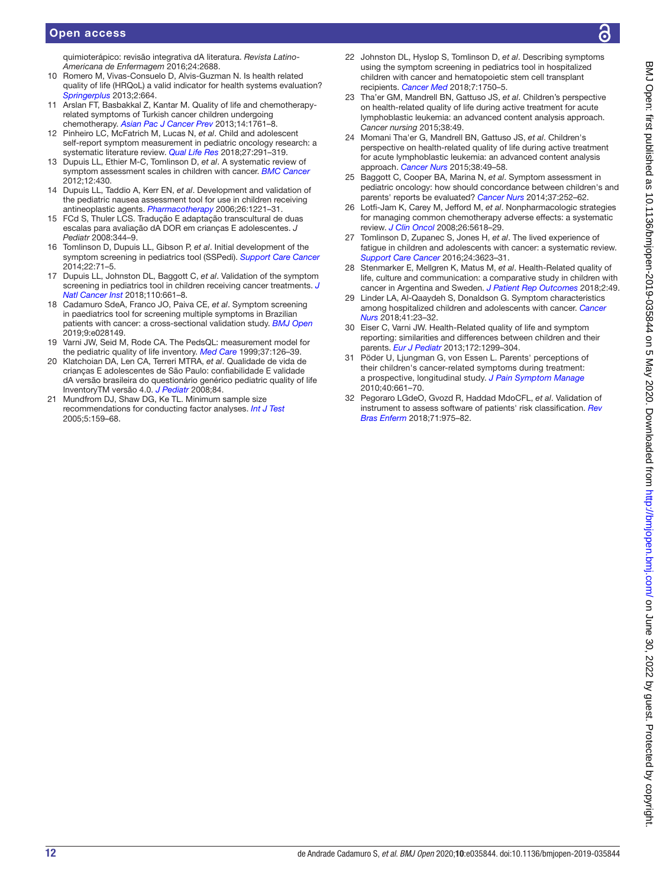quimioterápico: revisão integrativa dA literatura. *Revista Latino-Americana de Enfermagem* 2016;24:2688.

10. Romero M, Vivas-Consuelo D, Alvis-Guzman N. Is health related quality of life (HRQoL) a valid indicator for health systems evaluation? *Springerplus* 2013;2:664.
11. Arslan FT, Basbakkal Z, Kantar M. Quality of life and chemotherapy-related symptoms of Turkish cancer children undergoing chemotherapy. *Asian Pac J Cancer Prev* 2013;14:1761–8.
12. Pinheiro LC, McFatrich M, Lucas N, *et al*. Child and adolescent self-report symptom measurement in pediatric oncology research: a systematic literature review. *Qual Life Res* 2018;27:291–319.
13. Dupuis LL, Ethier M-C, Tomlinson D, *et al*. A systematic review of symptom assessment scales in children with cancer. *BMC Cancer* 2012;12:430.
14. Dupuis LL, Taddio A, Kerr EN, *et al*. Development and validation of the pediatric nausea assessment tool for use in children receiving antineoplastic agents. *Pharmacotherapy* 2006;26:1221–31.
15. FCd S, Thuler LCS. Tradução E adaptação transcultural de duas escalas para avaliação dA DOR em crianças E adolescentes. *J Pediatr* 2008:344–9.
16. Tomlinson D, Dupuis LL, Gibson P, *et al*. Initial development of the symptom screening in pediatrics tool (SSPedi). *Support Care Cancer* 2014;22:71–5.
17. Dupuis LL, Johnston DL, Baggott C, *et al*. Validation of the symptom screening in pediatrics tool in children receiving cancer treatments. *J Natl Cancer Inst* 2018;110:661–8.
18. Cadamuro SdeA, Franco JO, Paiva CE, *et al*. Symptom screening in paediatrics tool for screening multiple symptoms in Brazilian patients with cancer: a cross-sectional validation study. *BMJ Open* 2019;9:e028149.
19. Varni JW, Seid M, Rode CA. The PedsQL: measurement model for the pediatric quality of life inventory. *Med Care* 1999;37:126–39.
20. Klatchoian DA, Len CA, Terreri MTRA, *et al*. Qualidade de vida de crianças E adolescentes de São Paulo: confiabilidade E validade dA versão brasileira do questionário genérico pediatric quality of life InventoryTM versão 4.0. *J Pediatr* 2008;84.
21. Mundfrom DJ, Shaw DG, Ke TL. Minimum sample size recommendations for conducting factor analyses. *Int J Test* 2005;5:159–68.
22. Johnston DL, Hyslop S, Tomlinson D, *et al*. Describing symptoms using the symptom screening in pediatrics tool in hospitalized children with cancer and hematopoietic stem cell transplant recipients. *Cancer Med* 2018;7:1750–5.
23. Tha'er GM, Mandrell BN, Gattuso JS, *et al*. Children's perspective on health-related quality of life during active treatment for acute lymphoblastic leukemia: an advanced content analysis approach. *Cancer nursing* 2015;38:49.
24. Momani Tha'er G, Mandrell BN, Gattuso JS, *et al*. Children's perspective on health-related quality of life during active treatment for acute lymphoblastic leukemia: an advanced content analysis approach. *Cancer Nurs* 2015;38:49–58.
25. Baggott C, Cooper BA, Marina N, *et al*. Symptom assessment in pediatric oncology: how should concordance between children's and parents' reports be evaluated? *Cancer Nurs* 2014;37:252–62.
26. Lotfi-Jam K, Carey M, Jefford M, *et al*. Nonpharmacologic strategies for managing common chemotherapy adverse effects: a systematic review. *J Clin Oncol* 2008;26:5618–29.
27. Tomlinson D, Zupanec S, Jones H, *et al*. The lived experience of fatigue in children and adolescents with cancer: a systematic review. *Support Care Cancer* 2016;24:3623–31.
28. Stenmarker E, Mellgren K, Matus M, *et al*. Health-Related quality of life, culture and communication: a comparative study in children with cancer in Argentina and Sweden. *J Patient Rep Outcomes* 2018;2:49.
29. Linder LA, Al-Qaaydeh S, Donaldson G. Symptom characteristics among hospitalized children and adolescents with cancer. *Cancer Nurs* 2018;41:23–32.
30. Eiser C, Varni JW. Health-Related quality of life and symptom reporting: similarities and differences between children and their parents. *Eur J Pediatr* 2013;172:1299–304.
31. Pöder U, Ljungman G, von Essen L. Parents' perceptions of their children's cancer-related symptoms during treatment: a prospective, longitudinal study. *J Pain Symptom Manage* 2010;40:661–70.
32. Pegoraro LGdeO, Gvozd R, Haddad MdoCFL, *et al*. Validation of instrument to assess software of patients' risk classification. *Rev Bras Enferm* 2018;71:975–82.